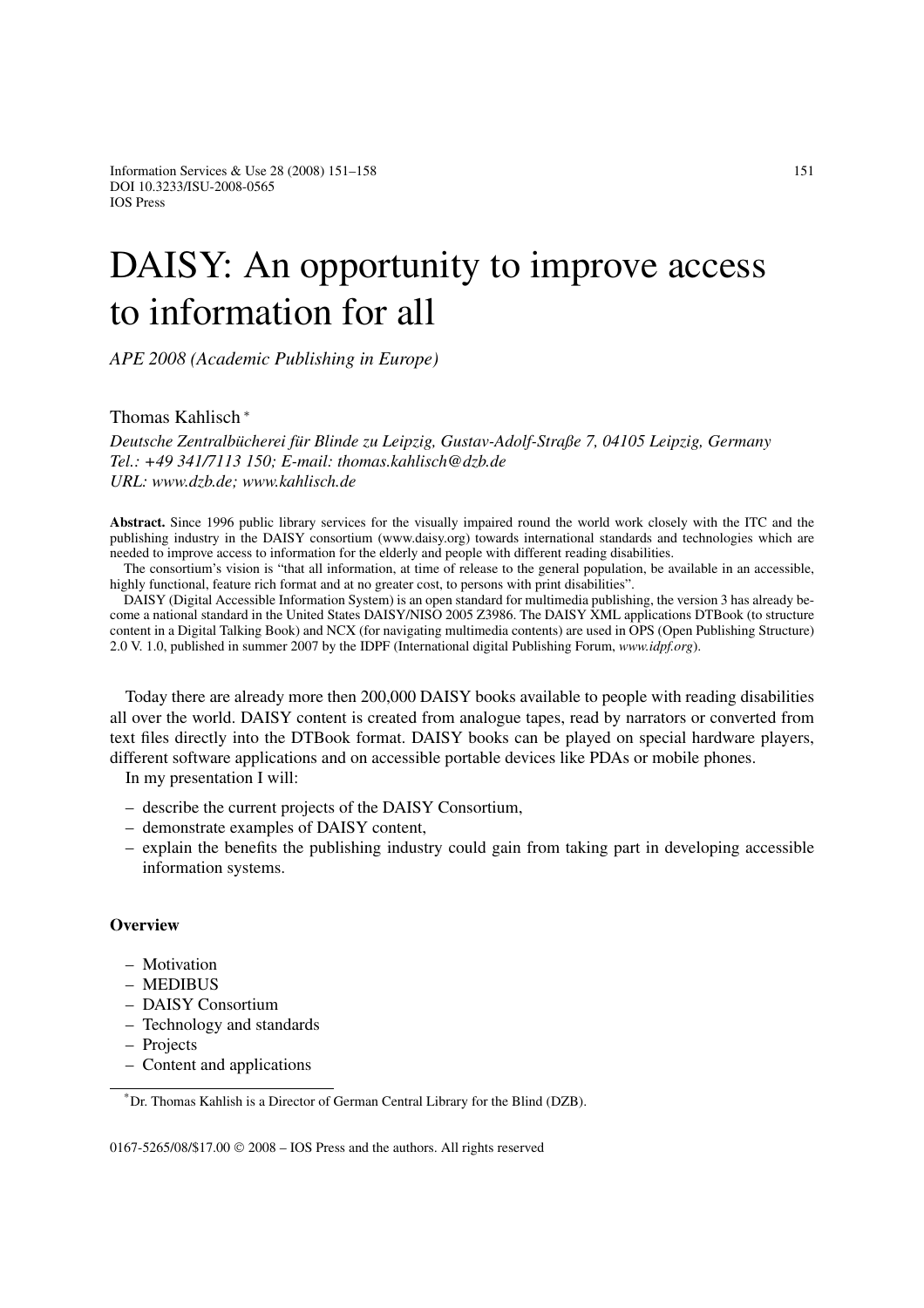# DAISY: An opportunity to improve access to information for all

*APE 2008 (Academic Publishing in Europe)*

Thomas Kahlisch *

*Deutsche Zentralbücherei für Blinde zu Leipzig, Gustav-Adolf-Straße 7, 04105 Leipzig, Germany*
*Tel.: +49 341/7113 150; E-mail: thomas.kahlisch@dzb.de*
*URL: www.dzb.de; www.kahlisch.de*

**Abstract.** Since 1996 public library services for the visually impaired round the world work closely with the ITC and the publishing industry in the DAISY consortium (www.daisy.org) towards international standards and technologies which are needed to improve access to information for the elderly and people with different reading disabilities.

The consortium's vision is "that all information, at time of release to the general population, be available in an accessible, highly functional, feature rich format and at no greater cost, to persons with print disabilities".

DAISY (Digital Accessible Information System) is an open standard for multimedia publishing, the version 3 has already become a national standard in the United States DAISY/NISO 2005 Z3986. The DAISY XML applications DTBook (to structure content in a Digital Talking Book) and NCX (for navigating multimedia contents) are used in OPS (Open Publishing Structure) 2.0 V. 1.0, published in summer 2007 by the IDPF (International digital Publishing Forum, *www.idpf.org*).

Today there are already more then 200,000 DAISY books available to people with reading disabilities all over the world. DAISY content is created from analogue tapes, read by narrators or converted from text files directly into the DTBook format. DAISY books can be played on special hardware players, different software applications and on accessible portable devices like PDAs or mobile phones.

In my presentation I will:

- describe the current projects of the DAISY Consortium,
- demonstrate examples of DAISY content,
- explain the benefits the publishing industry could gain from taking part in developing accessible information systems.

**Overview**

- Motivation
- MEDIBUS
- DAISY Consortium
- Technology and standards
- Projects
- Content and applications

*Dr. Thomas Kahlish is a Director of German Central Library for the Blind (DZB).

0167-5265/08/$17.00 © 2008 – IOS Press and the authors. All rights reserved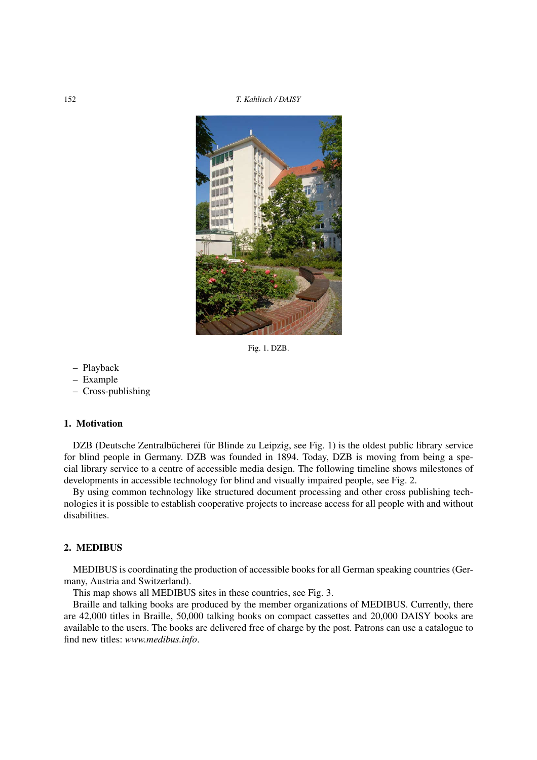Fig. 1. DZB.

– Playback
– Example
– Cross-publishing

## 1. Motivation

DZB (Deutsche Zentralbücherei für Blinde zu Leipzig, see Fig. 1) is the oldest public library service for blind people in Germany. DZB was founded in 1894. Today, DZB is moving from being a special library service to a centre of accessible media design. The following timeline shows milestones of developments in accessible technology for blind and visually impaired people, see Fig. 2.

By using common technology like structured document processing and other cross publishing technologies it is possible to establish cooperative projects to increase access for all people with and without disabilities.

## 2. MEDIBUS

MEDIBUS is coordinating the production of accessible books for all German speaking countries (Germany, Austria and Switzerland).

This map shows all MEDIBUS sites in these countries, see Fig. 3.

Braille and talking books are produced by the member organizations of MEDIBUS. Currently, there are 42,000 titles in Braille, 50,000 talking books on compact cassettes and 20,000 DAISY books are available to the users. The books are delivered free of charge by the post. Patrons can use a catalogue to find new titles: *www.medibus.info*.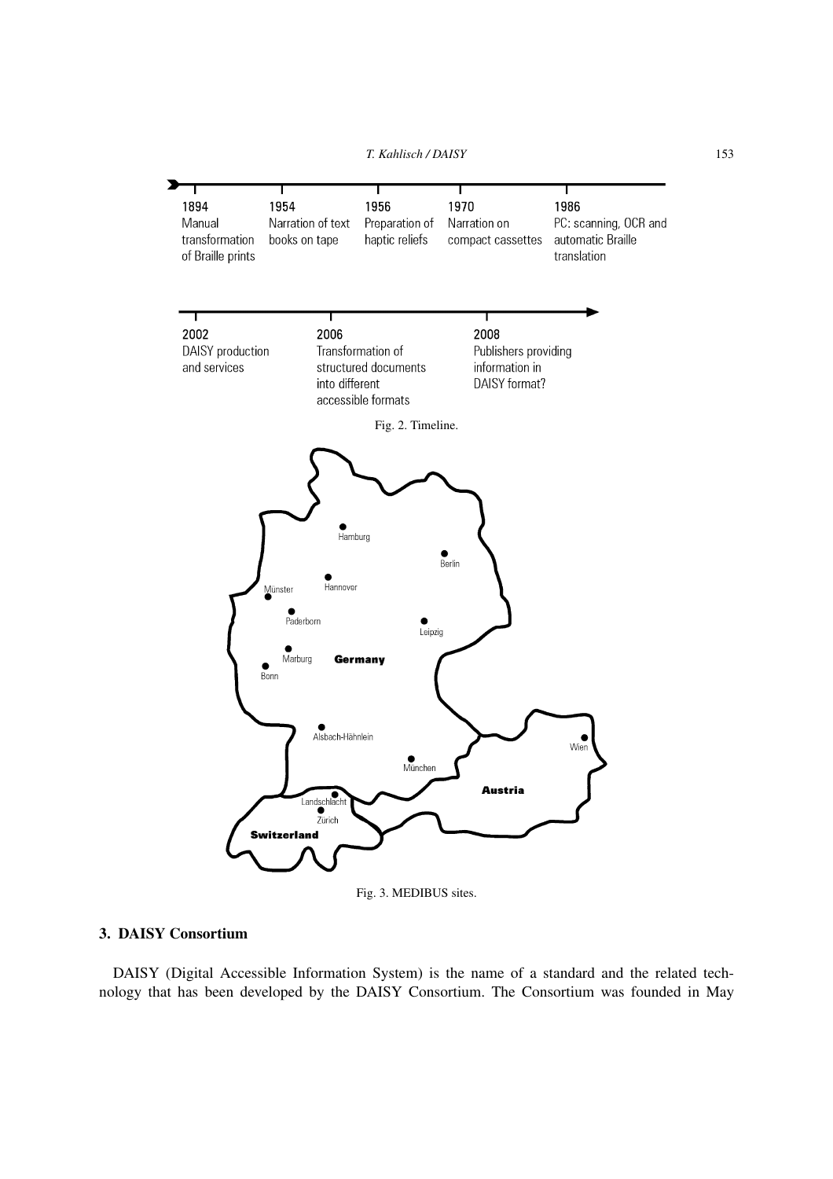1894
Manual transformation of Braille prints

1954
Narration of text books on tape

1956
Preparation of haptic reliefs

1970
Narration on compact cassettes

1986
PC: scanning, OCR and automatic Braille translation

2002
DAISY production and services

2006
Transformation of structured documents into different accessible formats

2008
Publishers providing information in DAISY format?

Fig. 2. Timeline.

Hamburg, Berlin, Münster, Hannover, Paderborn, Leipzig, Marburg, Bonn, Germany, Alsbach-Hähnlein, Wien, München, Austria, Landschlacht, Zürich, Switzerland

Fig. 3. MEDIBUS sites.

## 3. DAISY Consortium

DAISY (Digital Accessible Information System) is the name of a standard and the related technology that has been developed by the DAISY Consortium. The Consortium was founded in May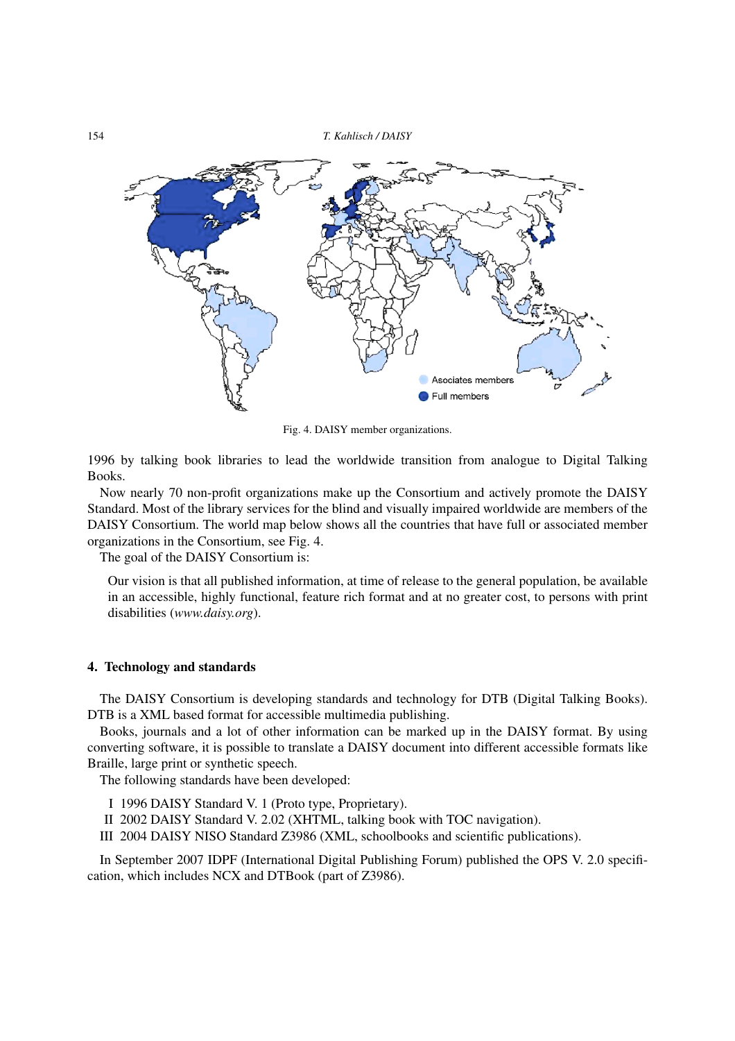Fig. 4. DAISY member organizations.

1996 by talking book libraries to lead the worldwide transition from analogue to Digital Talking Books.

Now nearly 70 non-profit organizations make up the Consortium and actively promote the DAISY Standard. Most of the library services for the blind and visually impaired worldwide are members of the DAISY Consortium. The world map below shows all the countries that have full or associated member organizations in the Consortium, see Fig. 4.

The goal of the DAISY Consortium is:

> Our vision is that all published information, at time of release to the general population, be available in an accessible, highly functional, feature rich format and at no greater cost, to persons with print disabilities (*www.daisy.org*).

## 4. Technology and standards

The DAISY Consortium is developing standards and technology for DTB (Digital Talking Books). DTB is a XML based format for accessible multimedia publishing.

Books, journals and a lot of other information can be marked up in the DAISY format. By using converting software, it is possible to translate a DAISY document into different accessible formats like Braille, large print or synthetic speech.

The following standards have been developed:

I 1996 DAISY Standard V. 1 (Proto type, Proprietary).
II 2002 DAISY Standard V. 2.02 (XHTML, talking book with TOC navigation).
III 2004 DAISY NISO Standard Z3986 (XML, schoolbooks and scientific publications).

In September 2007 IDPF (International Digital Publishing Forum) published the OPS V. 2.0 specification, which includes NCX and DTBook (part of Z3986).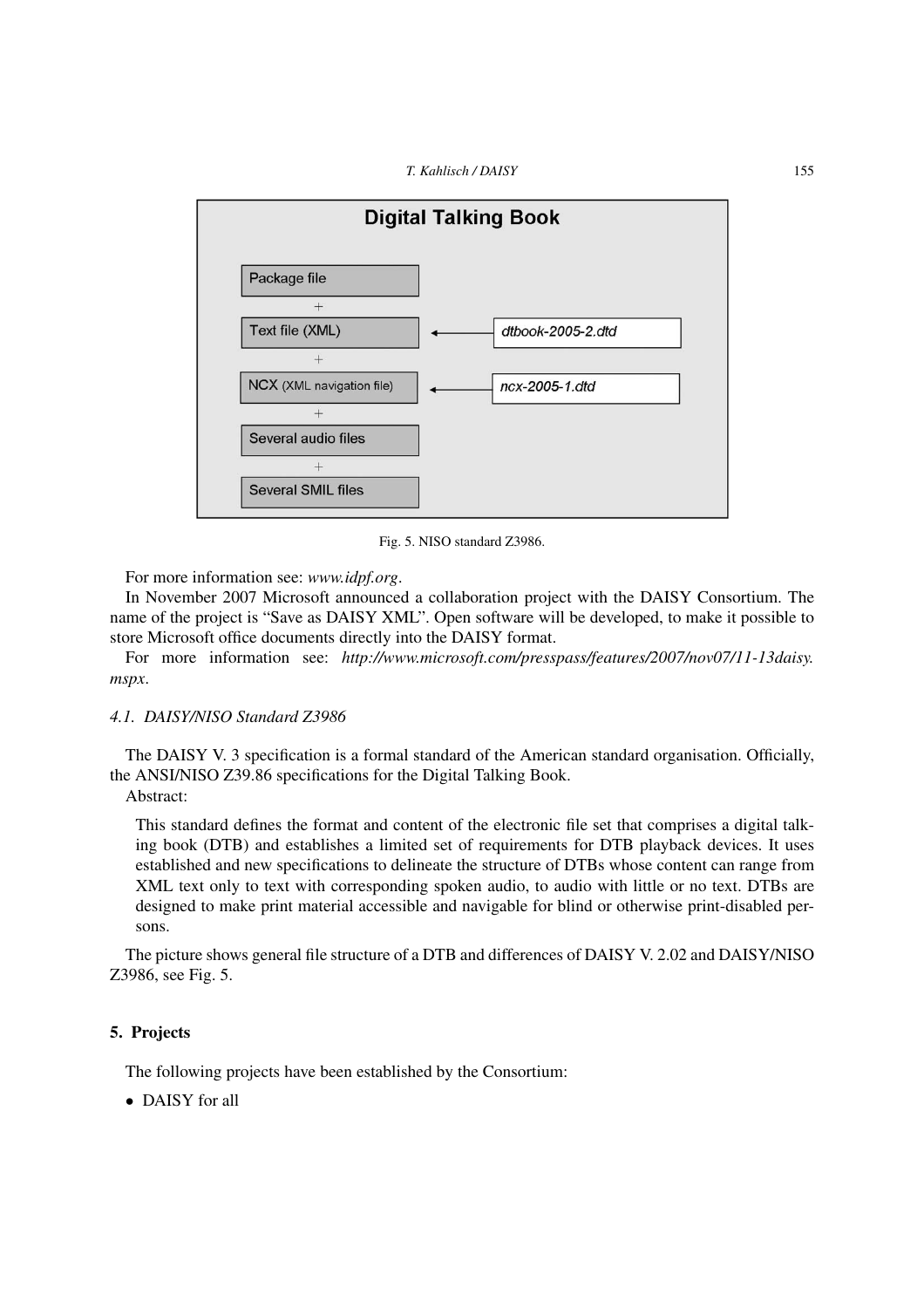Digital Talking Book

Package file
+
Text file (XML) ← dtbook-2005-2.dtd
+
NCX (XML navigation file) ← ncx-2005-1.dtd
+
Several audio files
+
Several SMIL files

Fig. 5. NISO standard Z3986.

For more information see: *www.idpf.org*.

In November 2007 Microsoft announced a collaboration project with the DAISY Consortium. The name of the project is "Save as DAISY XML". Open software will be developed, to make it possible to store Microsoft office documents directly into the DAISY format.

For more information see: *http://www.microsoft.com/presspass/features/2007/nov07/11-13daisy.mspx*.

### *4.1. DAISY/NISO Standard Z3986*

The DAISY V. 3 specification is a formal standard of the American standard organisation. Officially, the ANSI/NISO Z39.86 specifications for the Digital Talking Book.

Abstract:

> This standard defines the format and content of the electronic file set that comprises a digital talking book (DTB) and establishes a limited set of requirements for DTB playback devices. It uses established and new specifications to delineate the structure of DTBs whose content can range from XML text only to text with corresponding spoken audio, to audio with little or no text. DTBs are designed to make print material accessible and navigable for blind or otherwise print-disabled persons.

The picture shows general file structure of a DTB and differences of DAISY V. 2.02 and DAISY/NISO Z3986, see Fig. 5.

## 5. Projects

The following projects have been established by the Consortium:

- DAISY for all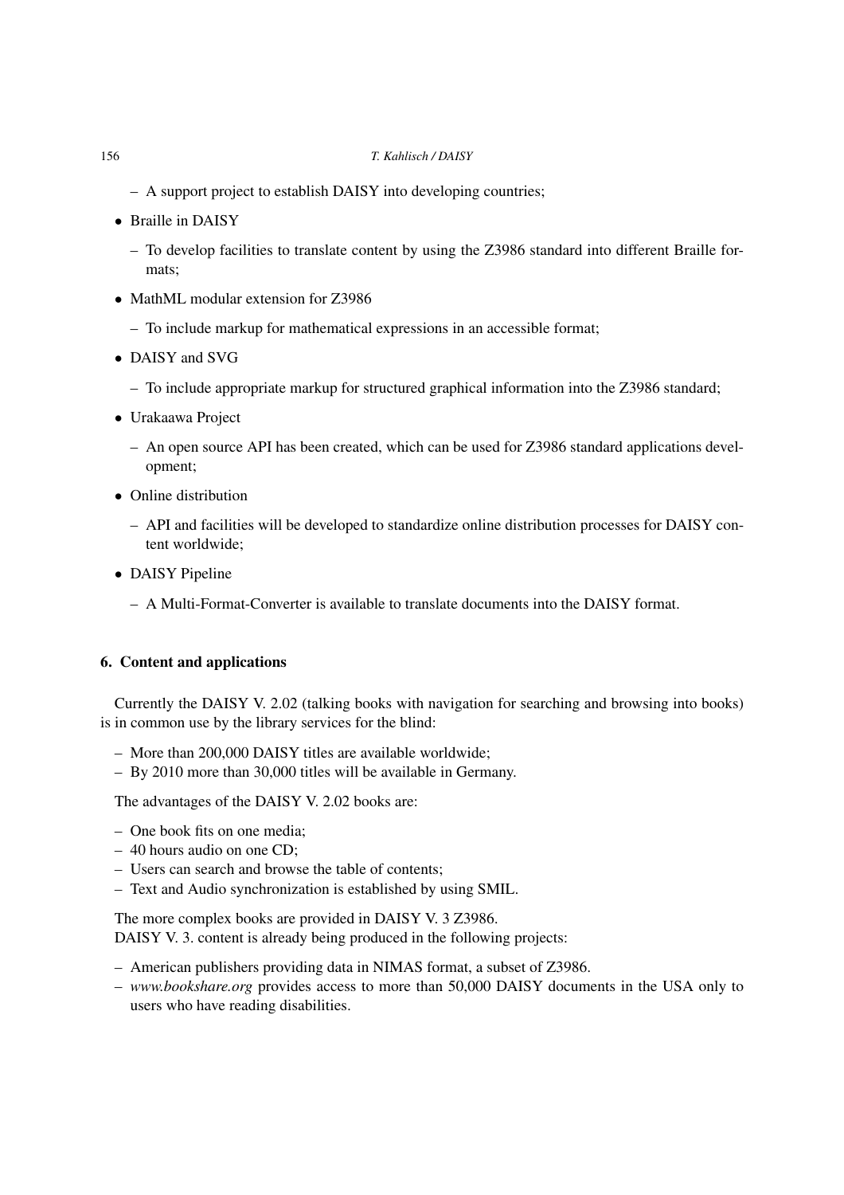- A support project to establish DAISY into developing countries;

- Braille in DAISY
  - To develop facilities to translate content by using the Z3986 standard into different Braille formats;
- MathML modular extension for Z3986
  - To include markup for mathematical expressions in an accessible format;
- DAISY and SVG
  - To include appropriate markup for structured graphical information into the Z3986 standard;
- Urakaawa Project
  - An open source API has been created, which can be used for Z3986 standard applications development;
- Online distribution
  - API and facilities will be developed to standardize online distribution processes for DAISY content worldwide;
- DAISY Pipeline
  - A Multi-Format-Converter is available to translate documents into the DAISY format.

## 6. Content and applications

Currently the DAISY V. 2.02 (talking books with navigation for searching and browsing into books) is in common use by the library services for the blind:

- More than 200,000 DAISY titles are available worldwide;
- By 2010 more than 30,000 titles will be available in Germany.

The advantages of the DAISY V. 2.02 books are:

- One book fits on one media;
- 40 hours audio on one CD;
- Users can search and browse the table of contents;
- Text and Audio synchronization is established by using SMIL.

The more complex books are provided in DAISY V. 3 Z3986.
DAISY V. 3. content is already being produced in the following projects:

- American publishers providing data in NIMAS format, a subset of Z3986.
- *www.bookshare.org* provides access to more than 50,000 DAISY documents in the USA only to users who have reading disabilities.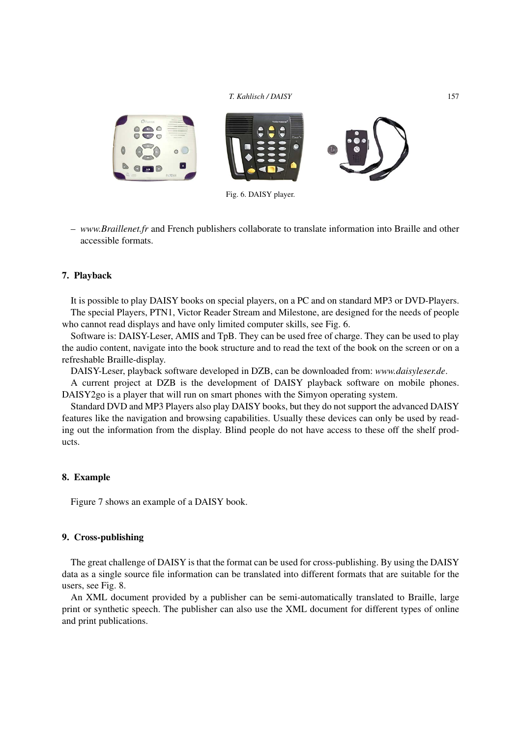Fig. 6. DAISY player.

– *www.Braillenet.fr* and French publishers collaborate to translate information into Braille and other accessible formats.

## 7. Playback

It is possible to play DAISY books on special players, on a PC and on standard MP3 or DVD-Players.

The special Players, PTN1, Victor Reader Stream and Milestone, are designed for the needs of people who cannot read displays and have only limited computer skills, see Fig. 6.

Software is: DAISY-Leser, AMIS and TpB. They can be used free of charge. They can be used to play the audio content, navigate into the book structure and to read the text of the book on the screen or on a refreshable Braille-display.

DAISY-Leser, playback software developed in DZB, can be downloaded from: *www.daisyleser.de*.

A current project at DZB is the development of DAISY playback software on mobile phones. DAISY2go is a player that will run on smart phones with the Simyon operating system.

Standard DVD and MP3 Players also play DAISY books, but they do not support the advanced DAISY features like the navigation and browsing capabilities. Usually these devices can only be used by reading out the information from the display. Blind people do not have access to these off the shelf products.

## 8. Example

Figure 7 shows an example of a DAISY book.

## 9. Cross-publishing

The great challenge of DAISY is that the format can be used for cross-publishing. By using the DAISY data as a single source file information can be translated into different formats that are suitable for the users, see Fig. 8.

An XML document provided by a publisher can be semi-automatically translated to Braille, large print or synthetic speech. The publisher can also use the XML document for different types of online and print publications.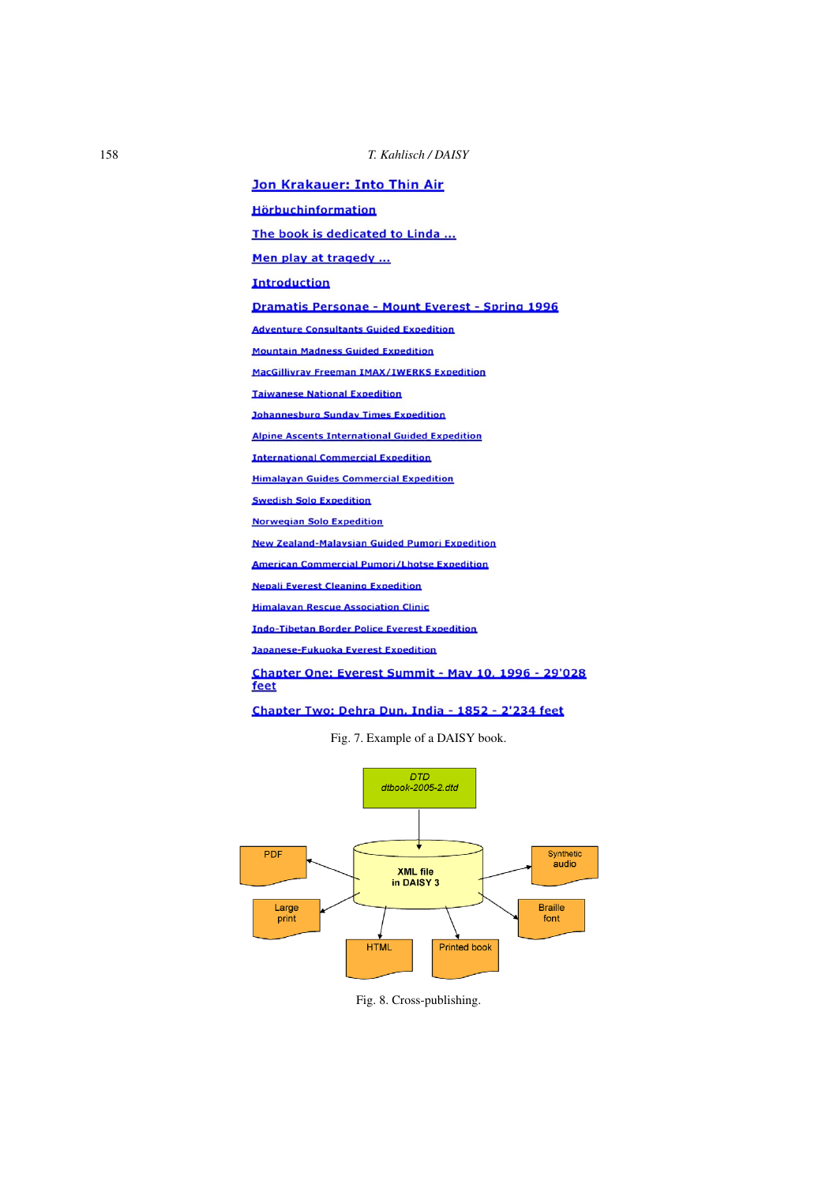Jon Krakauer: Into Thin Air

Hörbuchinformation

The book is dedicated to Linda ...

Men play at tragedy ...

Introduction

Dramatis Personae - Mount Everest - Spring 1996

Adventure Consultants Guided Expedition

Mountain Madness Guided Expedition

MacGillivray Freeman IMAX/IWERKS Expedition

Taiwanese National Expedition

Johannesburg Sunday Times Expedition

Alpine Ascents International Guided Expedition

International Commercial Expedition

Himalayan Guides Commercial Expedition

Swedish Solo Expedition

Norwegian Solo Expedition

New Zealand-Malaysian Guided Pumori Expedition

American Commercial Pumori/Lhotse Expedition

Nepali Everest Cleaning Expedition

Himalayan Rescue Association Clinic

Indo-Tibetan Border Police Everest Expedition

Japanese-Fukuoka Everest Expedition

Chapter One: Everest Summit - May 10, 1996 - 29'028 feet

Chapter Two: Dehra Dun, India - 1852 - 2'234 feet

Fig. 7. Example of a DAISY book.

DTD
dtbook-2005-2.dtd

XML file
in DAISY 3

PDF

Large print

HTML

Printed book

Synthetic audio

Braille font

Fig. 8. Cross-publishing.